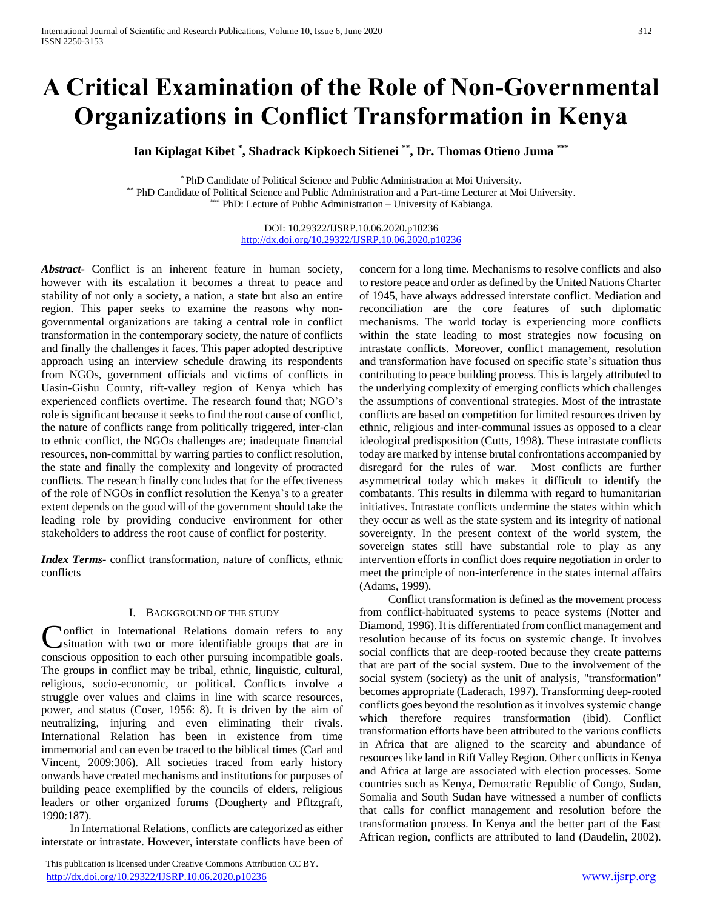# A Critical Examination of the Role of Non-Governmental Organizations in Conflict Transformation in Kenya

**Ian Kiplagat Kibet [*], Shadrack Kipkoech Sitienei [**], Dr. Thomas Otieno Juma [***]**

[*] PhD Candidate of Political Science and Public Administration at Moi University.
[**] PhD Candidate of Political Science and Public Administration and a Part-time Lecturer at Moi University.
[***] PhD: Lecture of Public Administration – University of Kabianga.

DOI: 10.29322/IJSRP.10.06.2020.p10236
http://dx.doi.org/10.29322/IJSRP.10.06.2020.p10236

***Abstract*-** Conflict is an inherent feature in human society, however with its escalation it becomes a threat to peace and stability of not only a society, a nation, a state but also an entire region. This paper seeks to examine the reasons why non-governmental organizations are taking a central role in conflict transformation in the contemporary society, the nature of conflicts and finally the challenges it faces. This paper adopted descriptive approach using an interview schedule drawing its respondents from NGOs, government officials and victims of conflicts in Uasin-Gishu County, rift-valley region of Kenya which has experienced conflicts overtime. The research found that; NGO's role is significant because it seeks to find the root cause of conflict, the nature of conflicts range from politically triggered, inter-clan to ethnic conflict, the NGOs challenges are; inadequate financial resources, non-committal by warring parties to conflict resolution, the state and finally the complexity and longevity of protracted conflicts. The research finally concludes that for the effectiveness of the role of NGOs in conflict resolution the Kenya's to a greater extent depends on the good will of the government should take the leading role by providing conducive environment for other stakeholders to address the root cause of conflict for posterity.

***Index Terms*-** conflict transformation, nature of conflicts, ethnic conflicts

## I. Background of the Study

Conflict in International Relations domain refers to any situation with two or more identifiable groups that are in conscious opposition to each other pursuing incompatible goals. The groups in conflict may be tribal, ethnic, linguistic, cultural, religious, socio-economic, or political. Conflicts involve a struggle over values and claims in line with scarce resources, power, and status (Coser, 1956: 8). It is driven by the aim of neutralizing, injuring and even eliminating their rivals. International Relation has been in existence from time immemorial and can even be traced to the biblical times (Carl and Vincent, 2009:306). All societies traced from early history onwards have created mechanisms and institutions for purposes of building peace exemplified by the councils of elders, religious leaders or other organized forums (Dougherty and Pfltzgraft, 1990:187).

In International Relations, conflicts are categorized as either interstate or intrastate. However, interstate conflicts have been of concern for a long time. Mechanisms to resolve conflicts and also to restore peace and order as defined by the United Nations Charter of 1945, have always addressed interstate conflict. Mediation and reconciliation are the core features of such diplomatic mechanisms. The world today is experiencing more conflicts within the state leading to most strategies now focusing on intrastate conflicts. Moreover, conflict management, resolution and transformation have focused on specific state's situation thus contributing to peace building process. This is largely attributed to the underlying complexity of emerging conflicts which challenges the assumptions of conventional strategies. Most of the intrastate conflicts are based on competition for limited resources driven by ethnic, religious and inter-communal issues as opposed to a clear ideological predisposition (Cutts, 1998). These intrastate conflicts today are marked by intense brutal confrontations accompanied by disregard for the rules of war. Most conflicts are further asymmetrical today which makes it difficult to identify the combatants. This results in dilemma with regard to humanitarian initiatives. Intrastate conflicts undermine the states within which they occur as well as the state system and its integrity of national sovereignty. In the present context of the world system, the sovereign states still have substantial role to play as any intervention efforts in conflict does require negotiation in order to meet the principle of non-interference in the states internal affairs (Adams, 1999).

Conflict transformation is defined as the movement process from conflict-habituated systems to peace systems (Notter and Diamond, 1996). It is differentiated from conflict management and resolution because of its focus on systemic change. It involves social conflicts that are deep-rooted because they create patterns that are part of the social system. Due to the involvement of the social system (society) as the unit of analysis, "transformation" becomes appropriate (Laderach, 1997). Transforming deep-rooted conflicts goes beyond the resolution as it involves systemic change which therefore requires transformation (ibid). Conflict transformation efforts have been attributed to the various conflicts in Africa that are aligned to the scarcity and abundance of resources like land in Rift Valley Region. Other conflicts in Kenya and Africa at large are associated with election processes. Some countries such as Kenya, Democratic Republic of Congo, Sudan, Somalia and South Sudan have witnessed a number of conflicts that calls for conflict management and resolution before the transformation process. In Kenya and the better part of the East African region, conflicts are attributed to land (Daudelin, 2002).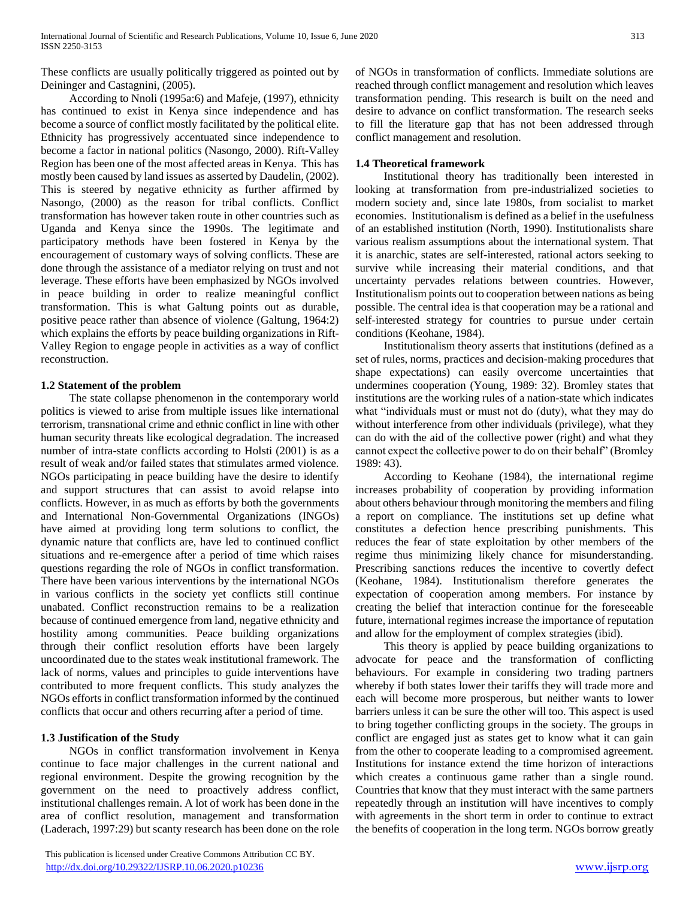These conflicts are usually politically triggered as pointed out by Deininger and Castagnini, (2005).

According to Nnoli (1995a:6) and Mafeje, (1997), ethnicity has continued to exist in Kenya since independence and has become a source of conflict mostly facilitated by the political elite. Ethnicity has progressively accentuated since independence to become a factor in national politics (Nasongo, 2000). Rift-Valley Region has been one of the most affected areas in Kenya. This has mostly been caused by land issues as asserted by Daudelin, (2002). This is steered by negative ethnicity as further affirmed by Nasongo, (2000) as the reason for tribal conflicts. Conflict transformation has however taken route in other countries such as Uganda and Kenya since the 1990s. The legitimate and participatory methods have been fostered in Kenya by the encouragement of customary ways of solving conflicts. These are done through the assistance of a mediator relying on trust and not leverage. These efforts have been emphasized by NGOs involved in peace building in order to realize meaningful conflict transformation. This is what Galtung points out as durable, positive peace rather than absence of violence (Galtung, 1964:2) which explains the efforts by peace building organizations in Rift-Valley Region to engage people in activities as a way of conflict reconstruction.

### 1.2 Statement of the problem

The state collapse phenomenon in the contemporary world politics is viewed to arise from multiple issues like international terrorism, transnational crime and ethnic conflict in line with other human security threats like ecological degradation. The increased number of intra-state conflicts according to Holsti (2001) is as a result of weak and/or failed states that stimulates armed violence. NGOs participating in peace building have the desire to identify and support structures that can assist to avoid relapse into conflicts. However, in as much as efforts by both the governments and International Non-Governmental Organizations (INGOs) have aimed at providing long term solutions to conflict, the dynamic nature that conflicts are, have led to continued conflict situations and re-emergence after a period of time which raises questions regarding the role of NGOs in conflict transformation. There have been various interventions by the international NGOs in various conflicts in the society yet conflicts still continue unabated. Conflict reconstruction remains to be a realization because of continued emergence from land, negative ethnicity and hostility among communities. Peace building organizations through their conflict resolution efforts have been largely uncoordinated due to the states weak institutional framework. The lack of norms, values and principles to guide interventions have contributed to more frequent conflicts. This study analyzes the NGOs efforts in conflict transformation informed by the continued conflicts that occur and others recurring after a period of time.

### 1.3 Justification of the Study

NGOs in conflict transformation involvement in Kenya continue to face major challenges in the current national and regional environment. Despite the growing recognition by the government on the need to proactively address conflict, institutional challenges remain. A lot of work has been done in the area of conflict resolution, management and transformation (Laderach, 1997:29) but scanty research has been done on the role of NGOs in transformation of conflicts. Immediate solutions are reached through conflict management and resolution which leaves transformation pending. This research is built on the need and desire to advance on conflict transformation. The research seeks to fill the literature gap that has not been addressed through conflict management and resolution.

### 1.4 Theoretical framework

Institutional theory has traditionally been interested in looking at transformation from pre-industrialized societies to modern society and, since late 1980s, from socialist to market economies. Institutionalism is defined as a belief in the usefulness of an established institution (North, 1990). Institutionalists share various realism assumptions about the international system. That it is anarchic, states are self-interested, rational actors seeking to survive while increasing their material conditions, and that uncertainty pervades relations between countries. However, Institutionalism points out to cooperation between nations as being possible. The central idea is that cooperation may be a rational and self-interested strategy for countries to pursue under certain conditions (Keohane, 1984).

Institutionalism theory asserts that institutions (defined as a set of rules, norms, practices and decision-making procedures that shape expectations) can easily overcome uncertainties that undermines cooperation (Young, 1989: 32). Bromley states that institutions are the working rules of a nation-state which indicates what "individuals must or must not do (duty), what they may do without interference from other individuals (privilege), what they can do with the aid of the collective power (right) and what they cannot expect the collective power to do on their behalf" (Bromley 1989: 43).

According to Keohane (1984), the international regime increases probability of cooperation by providing information about others behaviour through monitoring the members and filing a report on compliance. The institutions set up define what constitutes a defection hence prescribing punishments. This reduces the fear of state exploitation by other members of the regime thus minimizing likely chance for misunderstanding. Prescribing sanctions reduces the incentive to covertly defect (Keohane, 1984). Institutionalism therefore generates the expectation of cooperation among members. For instance by creating the belief that interaction continue for the foreseeable future, international regimes increase the importance of reputation and allow for the employment of complex strategies (ibid).

This theory is applied by peace building organizations to advocate for peace and the transformation of conflicting behaviours. For example in considering two trading partners whereby if both states lower their tariffs they will trade more and each will become more prosperous, but neither wants to lower barriers unless it can be sure the other will too. This aspect is used to bring together conflicting groups in the society. The groups in conflict are engaged just as states get to know what it can gain from the other to cooperate leading to a compromised agreement. Institutions for instance extend the time horizon of interactions which creates a continuous game rather than a single round. Countries that know that they must interact with the same partners repeatedly through an institution will have incentives to comply with agreements in the short term in order to continue to extract the benefits of cooperation in the long term. NGOs borrow greatly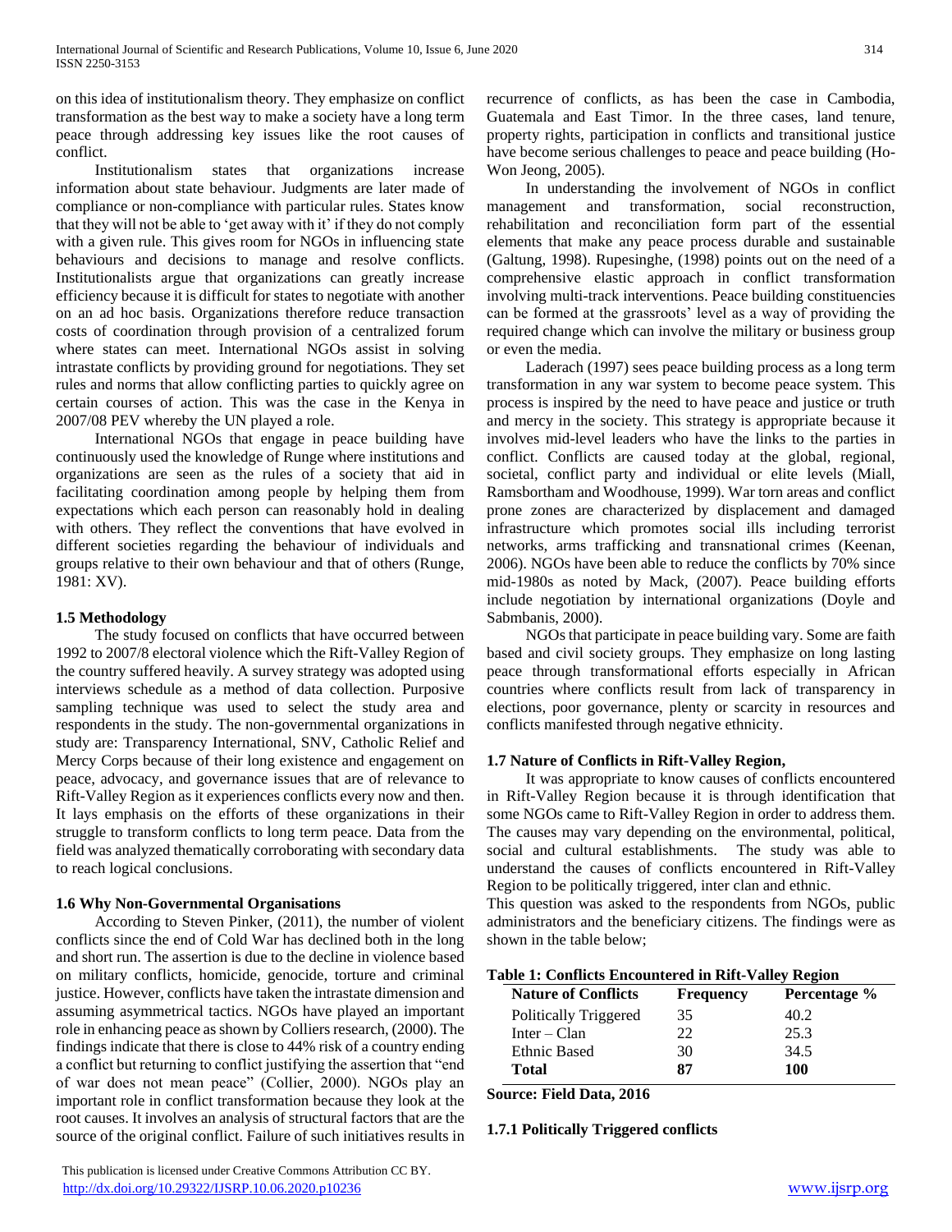on this idea of institutionalism theory. They emphasize on conflict transformation as the best way to make a society have a long term peace through addressing key issues like the root causes of conflict.

Institutionalism states that organizations increase information about state behaviour. Judgments are later made of compliance or non-compliance with particular rules. States know that they will not be able to 'get away with it' if they do not comply with a given rule. This gives room for NGOs in influencing state behaviours and decisions to manage and resolve conflicts. Institutionalists argue that organizations can greatly increase efficiency because it is difficult for states to negotiate with another on an ad hoc basis. Organizations therefore reduce transaction costs of coordination through provision of a centralized forum where states can meet. International NGOs assist in solving intrastate conflicts by providing ground for negotiations. They set rules and norms that allow conflicting parties to quickly agree on certain courses of action. This was the case in the Kenya in 2007/08 PEV whereby the UN played a role.

International NGOs that engage in peace building have continuously used the knowledge of Runge where institutions and organizations are seen as the rules of a society that aid in facilitating coordination among people by helping them from expectations which each person can reasonably hold in dealing with others. They reflect the conventions that have evolved in different societies regarding the behaviour of individuals and groups relative to their own behaviour and that of others (Runge, 1981: XV).

### 1.5 Methodology

The study focused on conflicts that have occurred between 1992 to 2007/8 electoral violence which the Rift-Valley Region of the country suffered heavily. A survey strategy was adopted using interviews schedule as a method of data collection. Purposive sampling technique was used to select the study area and respondents in the study. The non-governmental organizations in study are: Transparency International, SNV, Catholic Relief and Mercy Corps because of their long existence and engagement on peace, advocacy, and governance issues that are of relevance to Rift-Valley Region as it experiences conflicts every now and then. It lays emphasis on the efforts of these organizations in their struggle to transform conflicts to long term peace. Data from the field was analyzed thematically corroborating with secondary data to reach logical conclusions.

### 1.6 Why Non-Governmental Organisations

According to Steven Pinker, (2011), the number of violent conflicts since the end of Cold War has declined both in the long and short run. The assertion is due to the decline in violence based on military conflicts, homicide, genocide, torture and criminal justice. However, conflicts have taken the intrastate dimension and assuming asymmetrical tactics. NGOs have played an important role in enhancing peace as shown by Colliers research, (2000). The findings indicate that there is close to 44% risk of a country ending a conflict but returning to conflict justifying the assertion that "end of war does not mean peace" (Collier, 2000). NGOs play an important role in conflict transformation because they look at the root causes. It involves an analysis of structural factors that are the source of the original conflict. Failure of such initiatives results in recurrence of conflicts, as has been the case in Cambodia, Guatemala and East Timor. In the three cases, land tenure, property rights, participation in conflicts and transitional justice have become serious challenges to peace and peace building (Ho-Won Jeong, 2005).

In understanding the involvement of NGOs in conflict management and transformation, social reconstruction, rehabilitation and reconciliation form part of the essential elements that make any peace process durable and sustainable (Galtung, 1998). Rupesinghe, (1998) points out on the need of a comprehensive elastic approach in conflict transformation involving multi-track interventions. Peace building constituencies can be formed at the grassroots' level as a way of providing the required change which can involve the military or business group or even the media.

Laderach (1997) sees peace building process as a long term transformation in any war system to become peace system. This process is inspired by the need to have peace and justice or truth and mercy in the society. This strategy is appropriate because it involves mid-level leaders who have the links to the parties in conflict. Conflicts are caused today at the global, regional, societal, conflict party and individual or elite levels (Miall, Ramsbortham and Woodhouse, 1999). War torn areas and conflict prone zones are characterized by displacement and damaged infrastructure which promotes social ills including terrorist networks, arms trafficking and transnational crimes (Keenan, 2006). NGOs have been able to reduce the conflicts by 70% since mid-1980s as noted by Mack, (2007). Peace building efforts include negotiation by international organizations (Doyle and Sabmbanis, 2000).

NGOs that participate in peace building vary. Some are faith based and civil society groups. They emphasize on long lasting peace through transformational efforts especially in African countries where conflicts result from lack of transparency in elections, poor governance, plenty or scarcity in resources and conflicts manifested through negative ethnicity.

### 1.7 Nature of Conflicts in Rift-Valley Region,

It was appropriate to know causes of conflicts encountered in Rift-Valley Region because it is through identification that some NGOs came to Rift-Valley Region in order to address them. The causes may vary depending on the environmental, political, social and cultural establishments. The study was able to understand the causes of conflicts encountered in Rift-Valley Region to be politically triggered, inter clan and ethnic.

This question was asked to the respondents from NGOs, public administrators and the beneficiary citizens. The findings were as shown in the table below;

**Table 1: Conflicts Encountered in Rift-Valley Region**

| Nature of Conflicts | Frequency | Percentage % |
|---|---|---|
| Politically Triggered | 35 | 40.2 |
| Inter – Clan | 22 | 25.3 |
| Ethnic Based | 30 | 34.5 |
| **Total** | **87** | **100** |

**Source: Field Data, 2016**

#### 1.7.1 Politically Triggered conflicts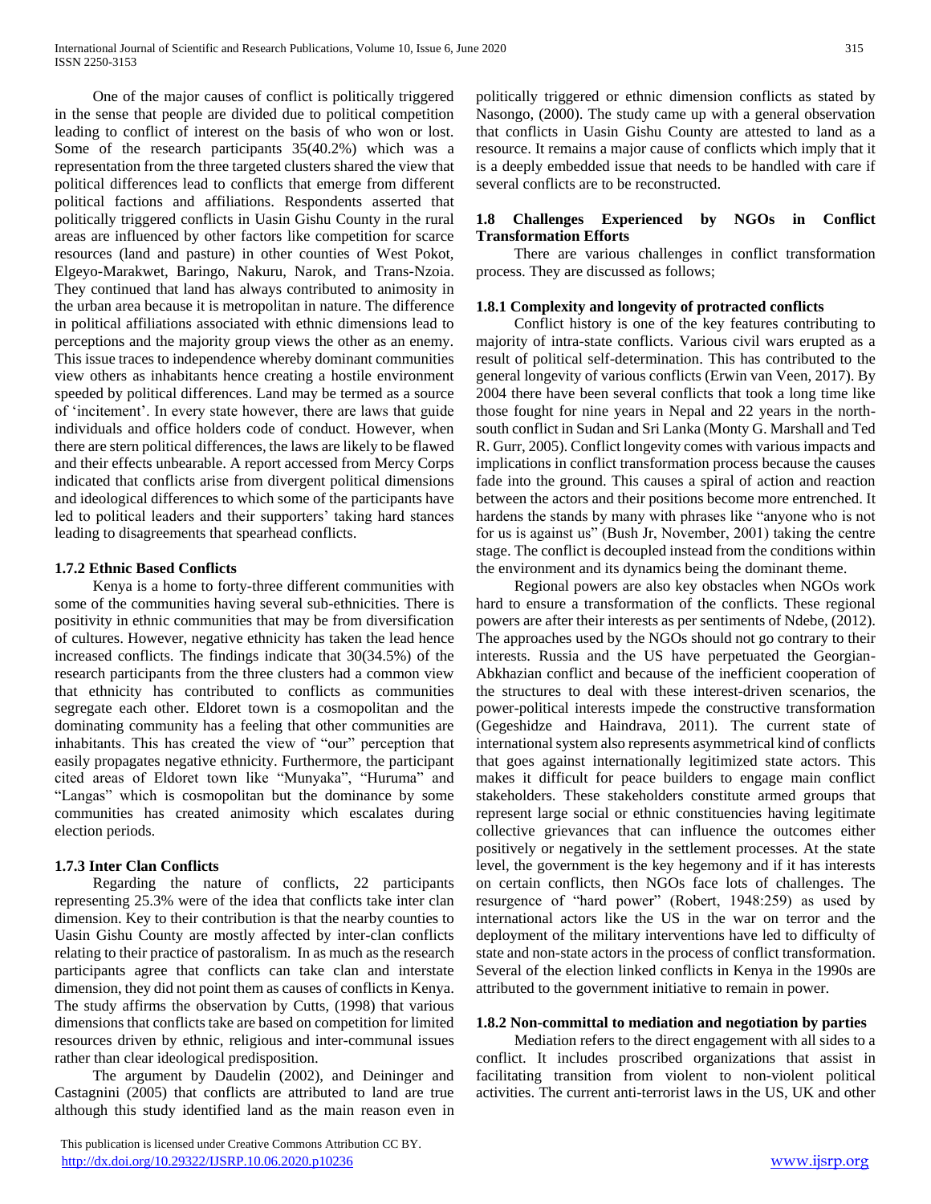One of the major causes of conflict is politically triggered in the sense that people are divided due to political competition leading to conflict of interest on the basis of who won or lost. Some of the research participants 35(40.2%) which was a representation from the three targeted clusters shared the view that political differences lead to conflicts that emerge from different political factions and affiliations. Respondents asserted that politically triggered conflicts in Uasin Gishu County in the rural areas are influenced by other factors like competition for scarce resources (land and pasture) in other counties of West Pokot, Elgeyo-Marakwet, Baringo, Nakuru, Narok, and Trans-Nzoia. They continued that land has always contributed to animosity in the urban area because it is metropolitan in nature. The difference in political affiliations associated with ethnic dimensions lead to perceptions and the majority group views the other as an enemy. This issue traces to independence whereby dominant communities view others as inhabitants hence creating a hostile environment speeded by political differences. Land may be termed as a source of 'incitement'. In every state however, there are laws that guide individuals and office holders code of conduct. However, when there are stern political differences, the laws are likely to be flawed and their effects unbearable. A report accessed from Mercy Corps indicated that conflicts arise from divergent political dimensions and ideological differences to which some of the participants have led to political leaders and their supporters' taking hard stances leading to disagreements that spearhead conflicts.

### 1.7.2 Ethnic Based Conflicts

Kenya is a home to forty-three different communities with some of the communities having several sub-ethnicities. There is positivity in ethnic communities that may be from diversification of cultures. However, negative ethnicity has taken the lead hence increased conflicts. The findings indicate that 30(34.5%) of the research participants from the three clusters had a common view that ethnicity has contributed to conflicts as communities segregate each other. Eldoret town is a cosmopolitan and the dominating community has a feeling that other communities are inhabitants. This has created the view of "our" perception that easily propagates negative ethnicity. Furthermore, the participant cited areas of Eldoret town like "Munyaka", "Huruma" and "Langas" which is cosmopolitan but the dominance by some communities has created animosity which escalates during election periods.

### 1.7.3 Inter Clan Conflicts

Regarding the nature of conflicts, 22 participants representing 25.3% were of the idea that conflicts take inter clan dimension. Key to their contribution is that the nearby counties to Uasin Gishu County are mostly affected by inter-clan conflicts relating to their practice of pastoralism. In as much as the research participants agree that conflicts can take clan and interstate dimension, they did not point them as causes of conflicts in Kenya. The study affirms the observation by Cutts, (1998) that various dimensions that conflicts take are based on competition for limited resources driven by ethnic, religious and inter-communal issues rather than clear ideological predisposition.

The argument by Daudelin (2002), and Deininger and Castagnini (2005) that conflicts are attributed to land are true although this study identified land as the main reason even in politically triggered or ethnic dimension conflicts as stated by Nasongo, (2000). The study came up with a general observation that conflicts in Uasin Gishu County are attested to land as a resource. It remains a major cause of conflicts which imply that it is a deeply embedded issue that needs to be handled with care if several conflicts are to be reconstructed.

## 1.8 Challenges Experienced by NGOs in Conflict Transformation Efforts

There are various challenges in conflict transformation process. They are discussed as follows;

### 1.8.1 Complexity and longevity of protracted conflicts

Conflict history is one of the key features contributing to majority of intra-state conflicts. Various civil wars erupted as a result of political self-determination. This has contributed to the general longevity of various conflicts (Erwin van Veen, 2017). By 2004 there have been several conflicts that took a long time like those fought for nine years in Nepal and 22 years in the north-south conflict in Sudan and Sri Lanka (Monty G. Marshall and Ted R. Gurr, 2005). Conflict longevity comes with various impacts and implications in conflict transformation process because the causes fade into the ground. This causes a spiral of action and reaction between the actors and their positions become more entrenched. It hardens the stands by many with phrases like "anyone who is not for us is against us" (Bush Jr, November, 2001) taking the centre stage. The conflict is decoupled instead from the conditions within the environment and its dynamics being the dominant theme.

Regional powers are also key obstacles when NGOs work hard to ensure a transformation of the conflicts. These regional powers are after their interests as per sentiments of Ndebe, (2012). The approaches used by the NGOs should not go contrary to their interests. Russia and the US have perpetuated the Georgian-Abkhazian conflict and because of the inefficient cooperation of the structures to deal with these interest-driven scenarios, the power-political interests impede the constructive transformation (Gegeshidze and Haindrava, 2011). The current state of international system also represents asymmetrical kind of conflicts that goes against internationally legitimized state actors. This makes it difficult for peace builders to engage main conflict stakeholders. These stakeholders constitute armed groups that represent large social or ethnic constituencies having legitimate collective grievances that can influence the outcomes either positively or negatively in the settlement processes. At the state level, the government is the key hegemony and if it has interests on certain conflicts, then NGOs face lots of challenges. The resurgence of "hard power" (Robert, 1948:259) as used by international actors like the US in the war on terror and the deployment of the military interventions have led to difficulty of state and non-state actors in the process of conflict transformation. Several of the election linked conflicts in Kenya in the 1990s are attributed to the government initiative to remain in power.

### 1.8.2 Non-committal to mediation and negotiation by parties

Mediation refers to the direct engagement with all sides to a conflict. It includes proscribed organizations that assist in facilitating transition from violent to non-violent political activities. The current anti-terrorist laws in the US, UK and other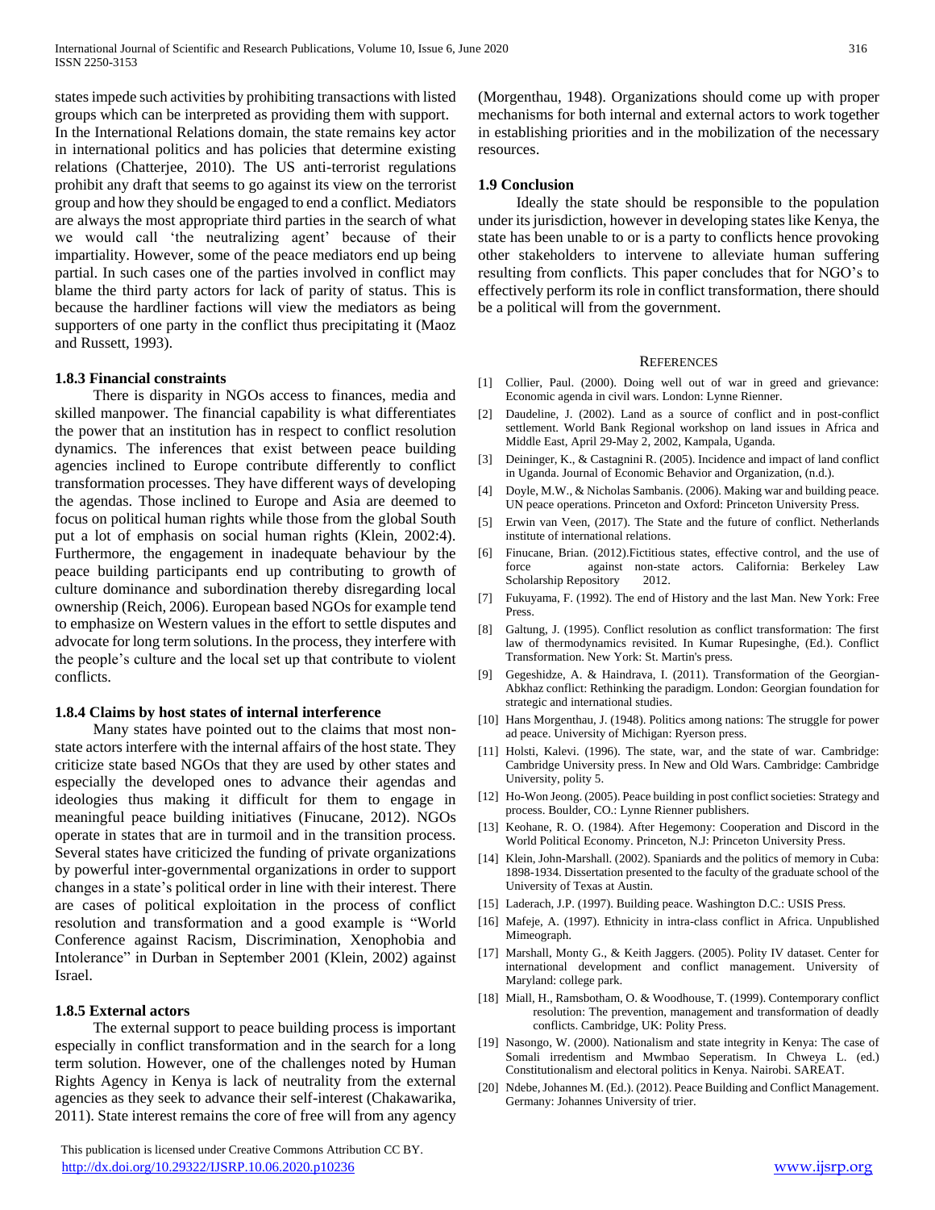states impede such activities by prohibiting transactions with listed groups which can be interpreted as providing them with support. In the International Relations domain, the state remains key actor in international politics and has policies that determine existing relations (Chatterjee, 2010). The US anti-terrorist regulations prohibit any draft that seems to go against its view on the terrorist group and how they should be engaged to end a conflict. Mediators are always the most appropriate third parties in the search of what we would call 'the neutralizing agent' because of their impartiality. However, some of the peace mediators end up being partial. In such cases one of the parties involved in conflict may blame the third party actors for lack of parity of status. This is because the hardliner factions will view the mediators as being supporters of one party in the conflict thus precipitating it (Maoz and Russett, 1993).

### 1.8.3 Financial constraints

There is disparity in NGOs access to finances, media and skilled manpower. The financial capability is what differentiates the power that an institution has in respect to conflict resolution dynamics. The inferences that exist between peace building agencies inclined to Europe contribute differently to conflict transformation processes. They have different ways of developing the agendas. Those inclined to Europe and Asia are deemed to focus on political human rights while those from the global South put a lot of emphasis on social human rights (Klein, 2002:4). Furthermore, the engagement in inadequate behaviour by the peace building participants end up contributing to growth of culture dominance and subordination thereby disregarding local ownership (Reich, 2006). European based NGOs for example tend to emphasize on Western values in the effort to settle disputes and advocate for long term solutions. In the process, they interfere with the people's culture and the local set up that contribute to violent conflicts.

### 1.8.4 Claims by host states of internal interference

Many states have pointed out to the claims that most non-state actors interfere with the internal affairs of the host state. They criticize state based NGOs that they are used by other states and especially the developed ones to advance their agendas and ideologies thus making it difficult for them to engage in meaningful peace building initiatives (Finucane, 2012). NGOs operate in states that are in turmoil and in the transition process. Several states have criticized the funding of private organizations by powerful inter-governmental organizations in order to support changes in a state's political order in line with their interest. There are cases of political exploitation in the process of conflict resolution and transformation and a good example is "World Conference against Racism, Discrimination, Xenophobia and Intolerance" in Durban in September 2001 (Klein, 2002) against Israel.

### 1.8.5 External actors

The external support to peace building process is important especially in conflict transformation and in the search for a long term solution. However, one of the challenges noted by Human Rights Agency in Kenya is lack of neutrality from the external agencies as they seek to advance their self-interest (Chakawarika, 2011). State interest remains the core of free will from any agency (Morgenthau, 1948). Organizations should come up with proper mechanisms for both internal and external actors to work together in establishing priorities and in the mobilization of the necessary resources.

### 1.9 Conclusion

Ideally the state should be responsible to the population under its jurisdiction, however in developing states like Kenya, the state has been unable to or is a party to conflicts hence provoking other stakeholders to intervene to alleviate human suffering resulting from conflicts. This paper concludes that for NGO's to effectively perform its role in conflict transformation, there should be a political will from the government.

## References

[1] Collier, Paul. (2000). Doing well out of war in greed and grievance: Economic agenda in civil wars. London: Lynne Rienner.

[2] Daudeline, J. (2002). Land as a source of conflict and in post-conflict settlement. World Bank Regional workshop on land issues in Africa and Middle East, April 29-May 2, 2002, Kampala, Uganda.

[3] Deininger, K., & Castagnini R. (2005). Incidence and impact of land conflict in Uganda. Journal of Economic Behavior and Organization, (n.d.).

[4] Doyle, M.W., & Nicholas Sambanis. (2006). Making war and building peace. UN peace operations. Princeton and Oxford: Princeton University Press.

[5] Erwin van Veen, (2017). The State and the future of conflict. Netherlands institute of international relations.

[6] Finucane, Brian. (2012).Fictitious states, effective control, and the use of force against non-state actors. California: Berkeley Law Scholarship Repository 2012.

[7] Fukuyama, F. (1992). The end of History and the last Man. New York: Free Press.

[8] Galtung, J. (1995). Conflict resolution as conflict transformation: The first law of thermodynamics revisited. In Kumar Rupesinghe, (Ed.). Conflict Transformation. New York: St. Martin's press.

[9] Gegeshidze, A. & Haindrava, I. (2011). Transformation of the Georgian-Abkhaz conflict: Rethinking the paradigm. London: Georgian foundation for strategic and international studies.

[10] Hans Morgenthau, J. (1948). Politics among nations: The struggle for power ad peace. University of Michigan: Ryerson press.

[11] Holsti, Kalevi. (1996). The state, war, and the state of war. Cambridge: Cambridge University press. In New and Old Wars. Cambridge: Cambridge University, polity 5.

[12] Ho-Won Jeong. (2005). Peace building in post conflict societies: Strategy and process. Boulder, CO.: Lynne Rienner publishers.

[13] Keohane, R. O. (1984). After Hegemony: Cooperation and Discord in the World Political Economy. Princeton, N.J: Princeton University Press.

[14] Klein, John-Marshall. (2002). Spaniards and the politics of memory in Cuba: 1898-1934. Dissertation presented to the faculty of the graduate school of the University of Texas at Austin.

[15] Laderach, J.P. (1997). Building peace. Washington D.C.: USIS Press.

[16] Mafeje, A. (1997). Ethnicity in intra-class conflict in Africa. Unpublished Mimeograph.

[17] Marshall, Monty G., & Keith Jaggers. (2005). Polity IV dataset. Center for international development and conflict management. University of Maryland: college park.

[18] Miall, H., Ramsbotham, O. & Woodhouse, T. (1999). Contemporary conflict resolution: The prevention, management and transformation of deadly conflicts. Cambridge, UK: Polity Press.

[19] Nasongo, W. (2000). Nationalism and state integrity in Kenya: The case of Somali irredentism and Mwmbao Seperatism. In Chweya L. (ed.) Constitutionalism and electoral politics in Kenya. Nairobi. SAREAT.

[20] Ndebe, Johannes M. (Ed.). (2012). Peace Building and Conflict Management. Germany: Johannes University of trier.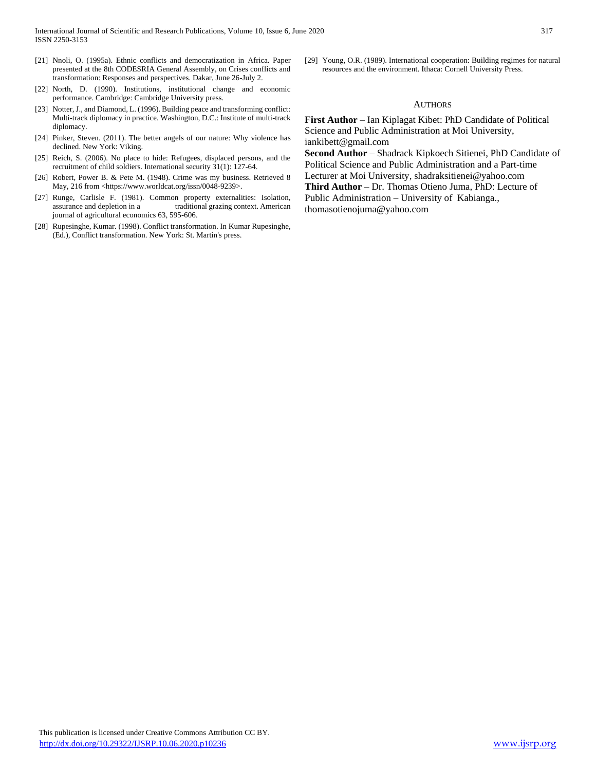[21] Nnoli, O. (1995a). Ethnic conflicts and democratization in Africa. Paper presented at the 8th CODESRIA General Assembly, on Crises conflicts and transformation: Responses and perspectives. Dakar, June 26-July 2.

[22] North, D. (1990). Institutions, institutional change and economic performance. Cambridge: Cambridge University press.

[23] Notter, J., and Diamond, L. (1996). Building peace and transforming conflict: Multi-track diplomacy in practice. Washington, D.C.: Institute of multi-track diplomacy.

[24] Pinker, Steven. (2011). The better angels of our nature: Why violence has declined. New York: Viking.

[25] Reich, S. (2006). No place to hide: Refugees, displaced persons, and the recruitment of child soldiers. International security 31(1): 127-64.

[26] Robert, Power B. & Pete M. (1948). Crime was my business. Retrieved 8 May, 216 from <https://www.worldcat.org/issn/0048-9239>.

[27] Runge, Carlisle F. (1981). Common property externalities: Isolation, assurance and depletion in a traditional grazing context. American journal of agricultural economics 63, 595-606.

[28] Rupesinghe, Kumar. (1998). Conflict transformation. In Kumar Rupesinghe, (Ed.), Conflict transformation. New York: St. Martin's press.

[29] Young, O.R. (1989). International cooperation: Building regimes for natural resources and the environment. Ithaca: Cornell University Press.

## AUTHORS

**First Author** – Ian Kiplagat Kibet: PhD Candidate of Political Science and Public Administration at Moi University, iankibett@gmail.com

**Second Author** – Shadrack Kipkoech Sitienei, PhD Candidate of Political Science and Public Administration and a Part-time Lecturer at Moi University, shadraksitienei@yahoo.com

**Third Author** – Dr. Thomas Otieno Juma, PhD: Lecture of Public Administration – University of Kabianga., thomasotienojuma@yahoo.com

This publication is licensed under Creative Commons Attribution CC BY.
http://dx.doi.org/10.29322/IJSRP.10.06.2020.p10236